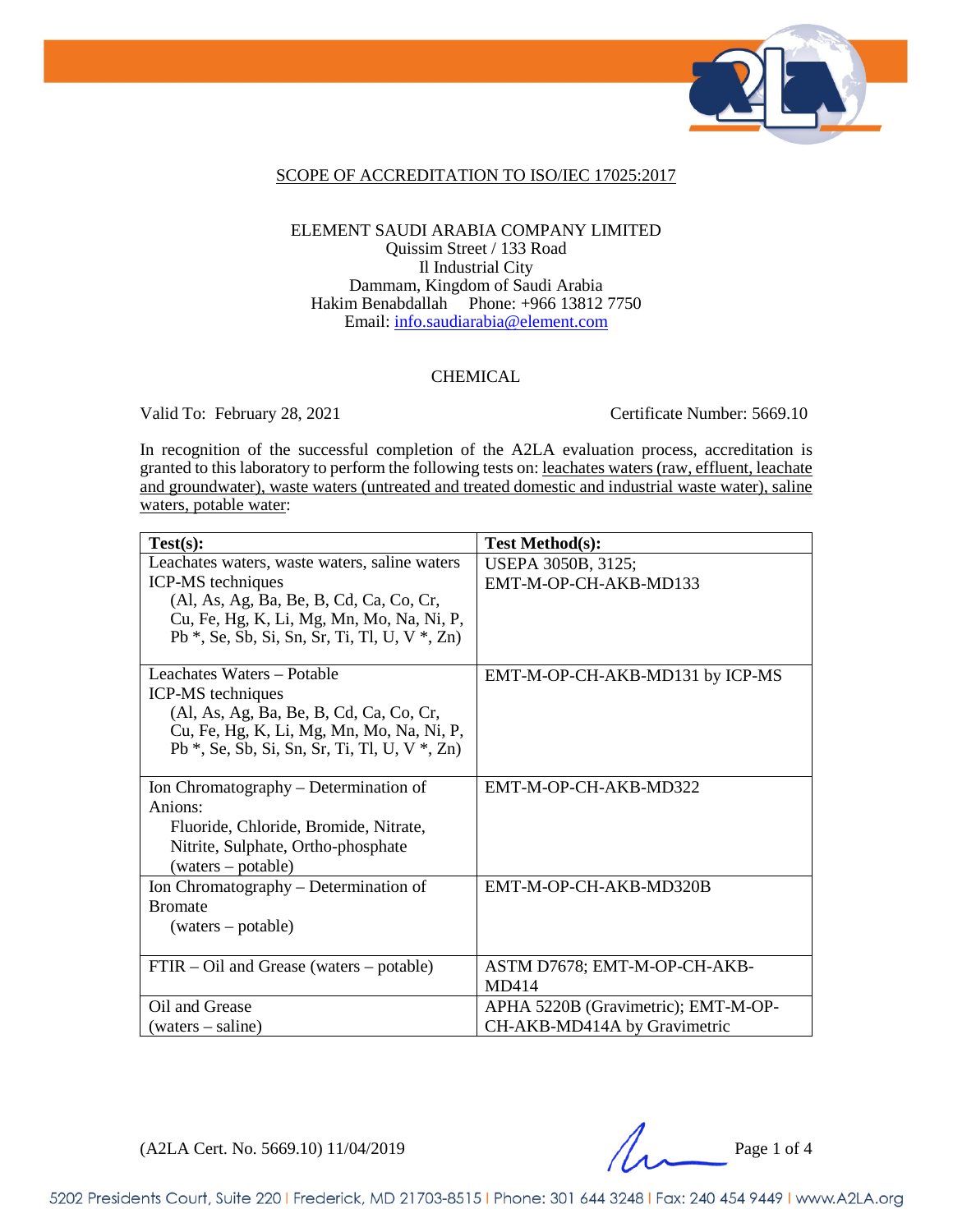## SCOPE OF ACCREDITATION TO ISO/IEC 17025:2017

ELEMENT SAUDI ARABIA COMPANY LIMITED
Quissim Street / 133 Road
Il Industrial City
Dammam, Kingdom of Saudi Arabia
Hakim Benabdallah Phone: +966 13812 7750
Email: info.saudiarabia@element.com

### CHEMICAL

Valid To: February 28, 2021 Certificate Number: 5669.10

In recognition of the successful completion of the A2LA evaluation process, accreditation is granted to this laboratory to perform the following tests on: leachates waters (raw, effluent, leachate and groundwater), waste waters (untreated and treated domestic and industrial waste water), saline waters, potable water:

| Test(s): | Test Method(s): |
|---|---|
| Leachates waters, waste waters, saline waters ICP-MS techniques (Al, As, Ag, Ba, Be, B, Cd, Ca, Co, Cr, Cu, Fe, Hg, K, Li, Mg, Mn, Mo, Na, Ni, P, Pb *, Se, Sb, Si, Sn, Sr, Ti, Tl, U, V *, Zn) | USEPA 3050B, 3125; EMT-M-OP-CH-AKB-MD133 |
| Leachates Waters – Potable ICP-MS techniques (Al, As, Ag, Ba, Be, B, Cd, Ca, Co, Cr, Cu, Fe, Hg, K, Li, Mg, Mn, Mo, Na, Ni, P, Pb *, Se, Sb, Si, Sn, Sr, Ti, Tl, U, V *, Zn) | EMT-M-OP-CH-AKB-MD131 by ICP-MS |
| Ion Chromatography – Determination of Anions: Fluoride, Chloride, Bromide, Nitrate, Nitrite, Sulphate, Ortho-phosphate (waters – potable) | EMT-M-OP-CH-AKB-MD322 |
| Ion Chromatography – Determination of Bromate (waters – potable) | EMT-M-OP-CH-AKB-MD320B |
| FTIR – Oil and Grease (waters – potable) | ASTM D7678; EMT-M-OP-CH-AKB-MD414 |
| Oil and Grease (waters – saline) | APHA 5220B (Gravimetric); EMT-M-OP-CH-AKB-MD414A by Gravimetric |

(A2LA Cert. No. 5669.10) 11/04/2019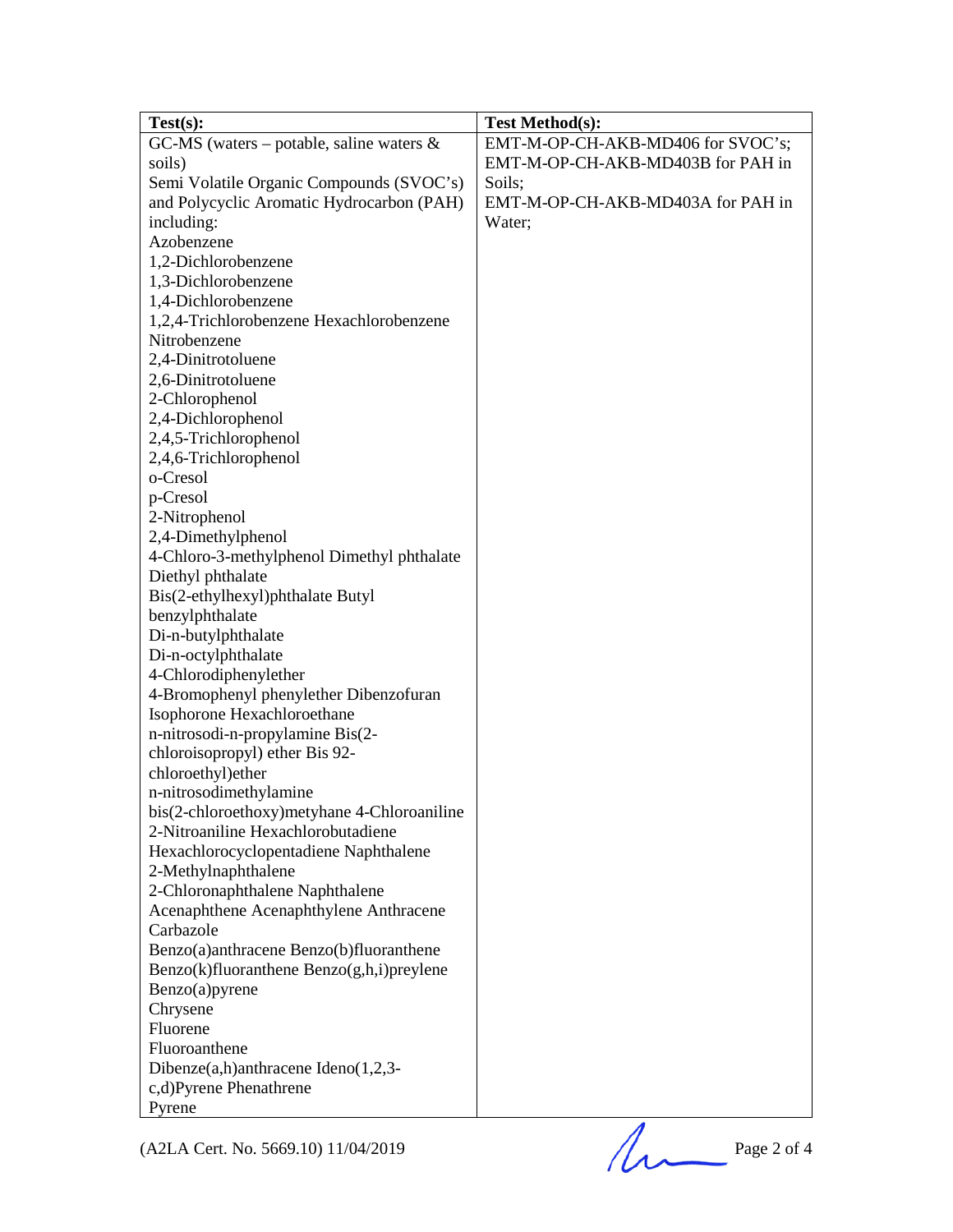| Test(s): | Test Method(s): |
|---|---|
| GC-MS (waters – potable, saline waters & soils)<br>Semi Volatile Organic Compounds (SVOC's) and Polycyclic Aromatic Hydrocarbon (PAH) including:<br>Azobenzene<br>1,2-Dichlorobenzene<br>1,3-Dichlorobenzene<br>1,4-Dichlorobenzene<br>1,2,4-Trichlorobenzene Hexachlorobenzene<br>Nitrobenzene<br>2,4-Dinitrotoluene<br>2,6-Dinitrotoluene<br>2-Chlorophenol<br>2,4-Dichlorophenol<br>2,4,5-Trichlorophenol<br>2,4,6-Trichlorophenol<br>o-Cresol<br>p-Cresol<br>2-Nitrophenol<br>2,4-Dimethylphenol<br>4-Chloro-3-methylphenol Dimethyl phthalate<br>Diethyl phthalate<br>Bis(2-ethylhexyl)phthalate Butyl benzylphthalate<br>Di-n-butylphthalate<br>Di-n-octylphthalate<br>4-Chlorodiphenylether<br>4-Bromophenyl phenylether Dibenzofuran<br>Isophorone Hexachloroethane<br>n-nitrosodi-n-propylamine Bis(2-chloroisopropyl) ether Bis 92-chloroethyl)ether<br>n-nitrosodimethylamine<br>bis(2-chloroethoxy)metyhane 4-Chloroaniline<br>2-Nitroaniline Hexachlorobutadiene<br>Hexachlorocyclopentadiene Naphthalene<br>2-Methylnaphthalene<br>2-Chloronaphthalene Naphthalene<br>Acenaphthene Acenaphthylene Anthracene<br>Carbazole<br>Benzo(a)anthracene Benzo(b)fluoranthene<br>Benzo(k)fluoranthene Benzo(g,h,i)preylene<br>Benzo(a)pyrene<br>Chrysene<br>Fluorene<br>Fluoroanthene<br>Dibenze(a,h)anthracene Ideno(1,2,3-c,d)Pyrene Phenathrene<br>Pyrene | EMT-M-OP-CH-AKB-MD406 for SVOC's;<br>EMT-M-OP-CH-AKB-MD403B for PAH in Soils;<br>EMT-M-OP-CH-AKB-MD403A for PAH in Water; |

(A2LA Cert. No. 5669.10) 11/04/2019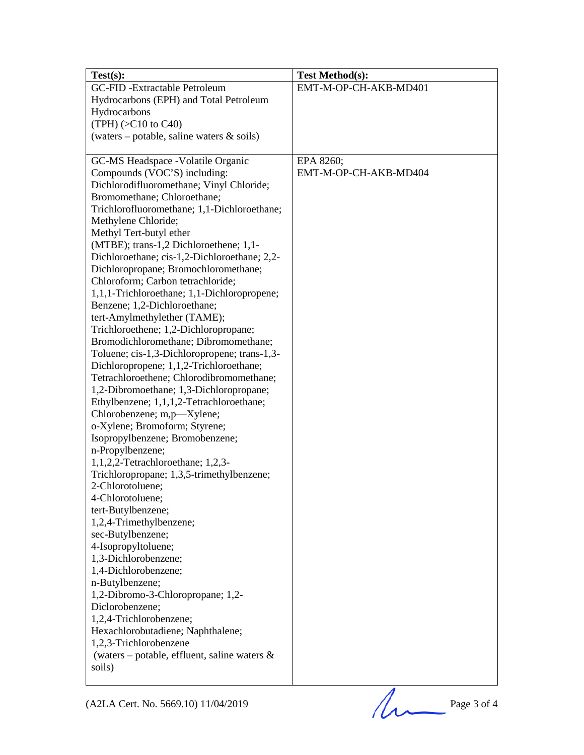| Test(s): | Test Method(s): |
|---|---|
| GC-FID -Extractable Petroleum Hydrocarbons (EPH) and Total Petroleum Hydrocarbons (TPH) (>C10 to C40) (waters – potable, saline waters & soils) | EMT-M-OP-CH-AKB-MD401 |
| GC-MS Headspace -Volatile Organic Compounds (VOC'S) including: Dichlorodifluoromethane; Vinyl Chloride; Bromomethane; Chloroethane; Trichlorofluoromethane; 1,1-Dichloroethane; Methylene Chloride; Methyl Tert-butyl ether (MTBE); trans-1,2 Dichloroethene; 1,1-Dichloroethane; cis-1,2-Dichloroethane; 2,2-Dichloropropane; Bromochloromethane; Chloroform; Carbon tetrachloride; 1,1,1-Trichloroethane; 1,1-Dichloropropene; Benzene; 1,2-Dichloroethane; tert-Amylmethylether (TAME); Trichloroethene; 1,2-Dichloropropane; Bromodichloromethane; Dibromomethane; Toluene; cis-1,3-Dichloropropene; trans-1,3-Dichloropropene; 1,1,2-Trichloroethane; Tetrachloroethene; Chlorodibromomethane; 1,2-Dibromoethane; 1,3-Dichloropropane; Ethylbenzene; 1,1,1,2-Tetrachloroethane; Chlorobenzene; m,p—Xylene; o-Xylene; Bromoform; Styrene; Isopropylbenzene; Bromobenzene; n-Propylbenzene; 1,1,2,2-Tetrachloroethane; 1,2,3-Trichloropropane; 1,3,5-trimethylbenzene; 2-Chlorotoluene; 4-Chlorotoluene; tert-Butylbenzene; 1,2,4-Trimethylbenzene; sec-Butylbenzene; 4-Isopropyltoluene; 1,3-Dichlorobenzene; 1,4-Dichlorobenzene; n-Butylbenzene; 1,2-Dibromo-3-Chloropropane; 1,2-Diclorobenzene; 1,2,4-Trichlorobenzene; Hexachlorobutadiene; Naphthalene; 1,2,3-Trichlorobenzene (waters – potable, effluent, saline waters & soils) | EPA 8260; EMT-M-OP-CH-AKB-MD404 |

(A2LA Cert. No. 5669.10) 11/04/2019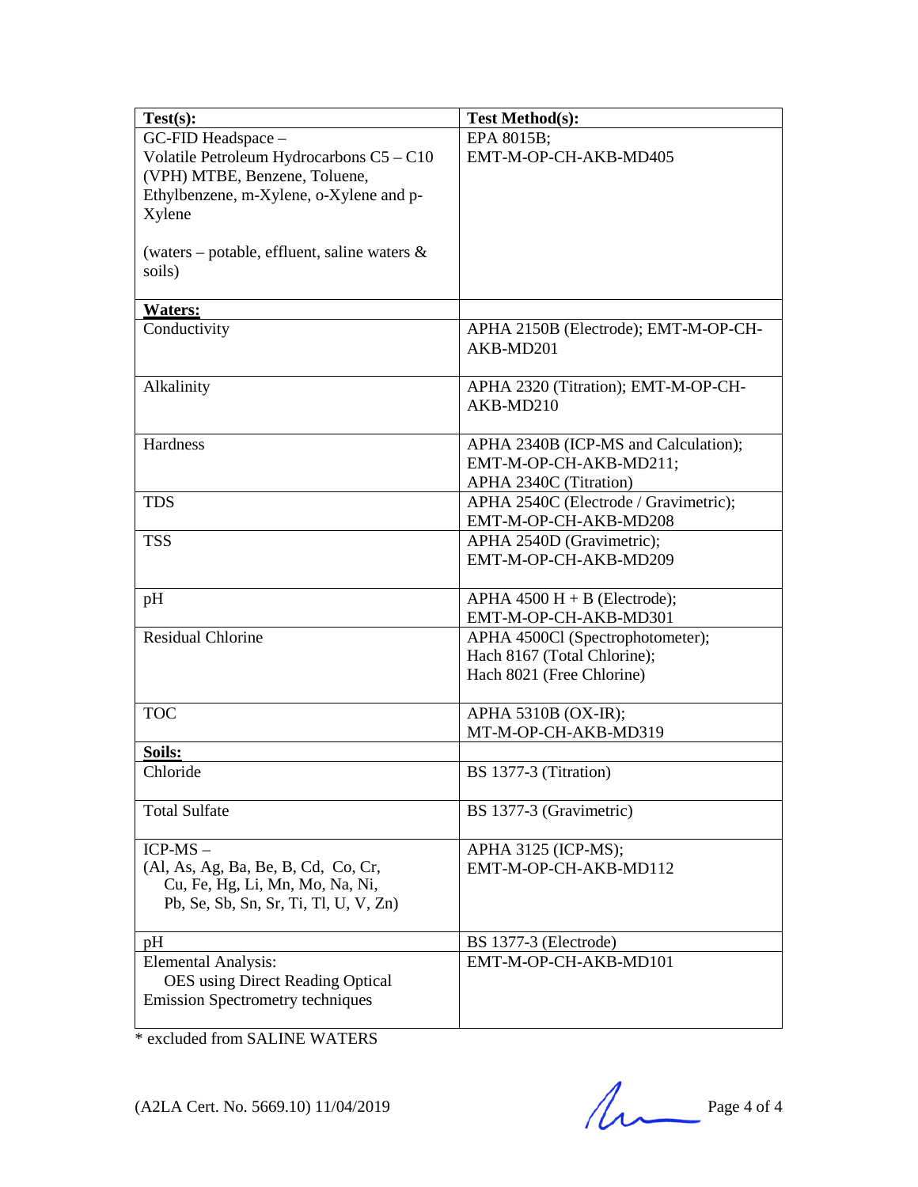| **Test(s):** | **Test Method(s):** |
|---|---|
| GC-FID Headspace – Volatile Petroleum Hydrocarbons C5 – C10 (VPH) MTBE, Benzene, Toluene, Ethylbenzene, m-Xylene, o-Xylene and p-Xylene<br><br>(waters – potable, effluent, saline waters & soils) | EPA 8015B; EMT-M-OP-CH-AKB-MD405 |
| **Waters:** | |
| Conductivity | APHA 2150B (Electrode); EMT-M-OP-CH-AKB-MD201 |
| Alkalinity | APHA 2320 (Titration); EMT-M-OP-CH-AKB-MD210 |
| Hardness | APHA 2340B (ICP-MS and Calculation); EMT-M-OP-CH-AKB-MD211; APHA 2340C (Titration) |
| TDS | APHA 2540C (Electrode / Gravimetric); EMT-M-OP-CH-AKB-MD208 |
| TSS | APHA 2540D (Gravimetric); EMT-M-OP-CH-AKB-MD209 |
| pH | APHA 4500 H + B (Electrode); EMT-M-OP-CH-AKB-MD301 |
| Residual Chlorine | APHA 4500Cl (Spectrophotometer); Hach 8167 (Total Chlorine); Hach 8021 (Free Chlorine) |
| TOC | APHA 5310B (OX-IR); MT-M-OP-CH-AKB-MD319 |
| **Soils:** | |
| Chloride | BS 1377-3 (Titration) |
| Total Sulfate | BS 1377-3 (Gravimetric) |
| ICP-MS – (Al, As, Ag, Ba, Be, B, Cd, Co, Cr, Cu, Fe, Hg, Li, Mn, Mo, Na, Ni, Pb, Se, Sb, Sn, Sr, Ti, Tl, U, V, Zn) | APHA 3125 (ICP-MS); EMT-M-OP-CH-AKB-MD112 |
| pH | BS 1377-3 (Electrode) |
| Elemental Analysis: OES using Direct Reading Optical Emission Spectrometry techniques | EMT-M-OP-CH-AKB-MD101 |

* excluded from SALINE WATERS

(A2LA Cert. No. 5669.10) 11/04/2019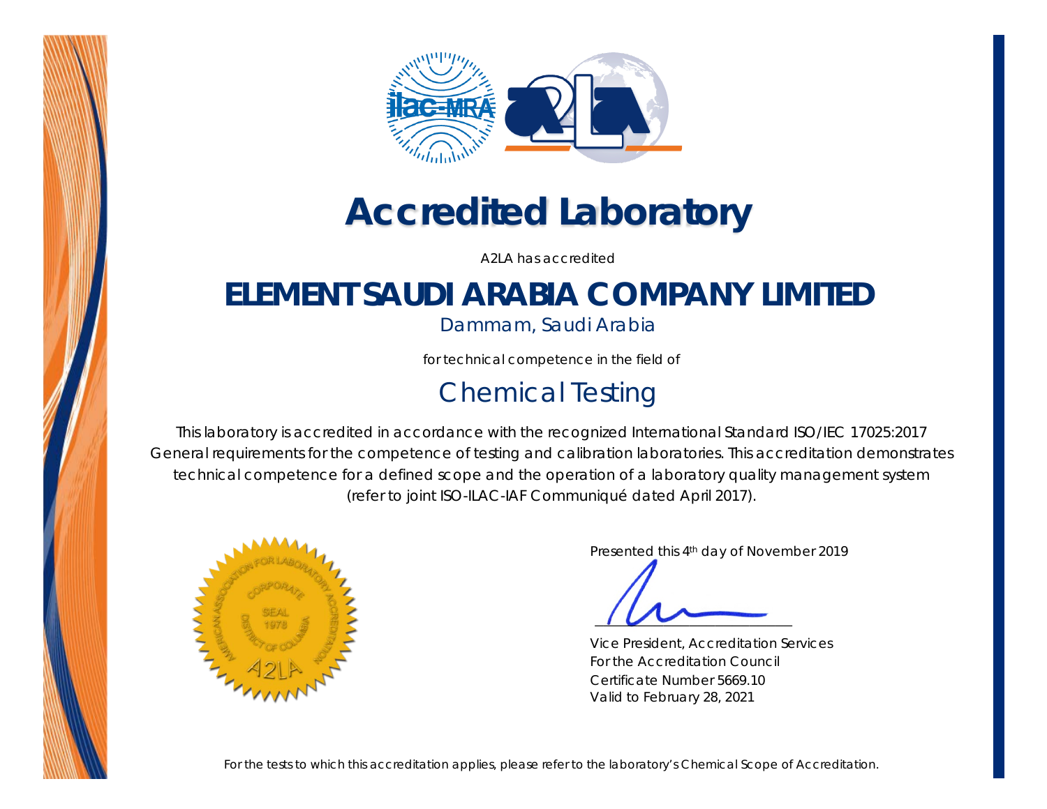# Accredited Laboratory

A2LA has accredited

## ELEMENT SAUDI ARABIA COMPANY LIMITED

Dammam, Saudi Arabia

for technical competence in the field of

## Chemical Testing

This laboratory is accredited in accordance with the recognized International Standard ISO/IEC 17025:2017 General requirements for the competence of testing and calibration laboratories. This accreditation demonstrates technical competence for a defined scope and the operation of a laboratory quality management system (refer to joint ISO-ILAC-IAF Communiqué dated April 2017).

Presented this 4th day of November 2019

Vice President, Accreditation Services
For the Accreditation Council
Certificate Number 5669.10
Valid to February 28, 2021

For the tests to which this accreditation applies, please refer to the laboratory's Chemical Scope of Accreditation.